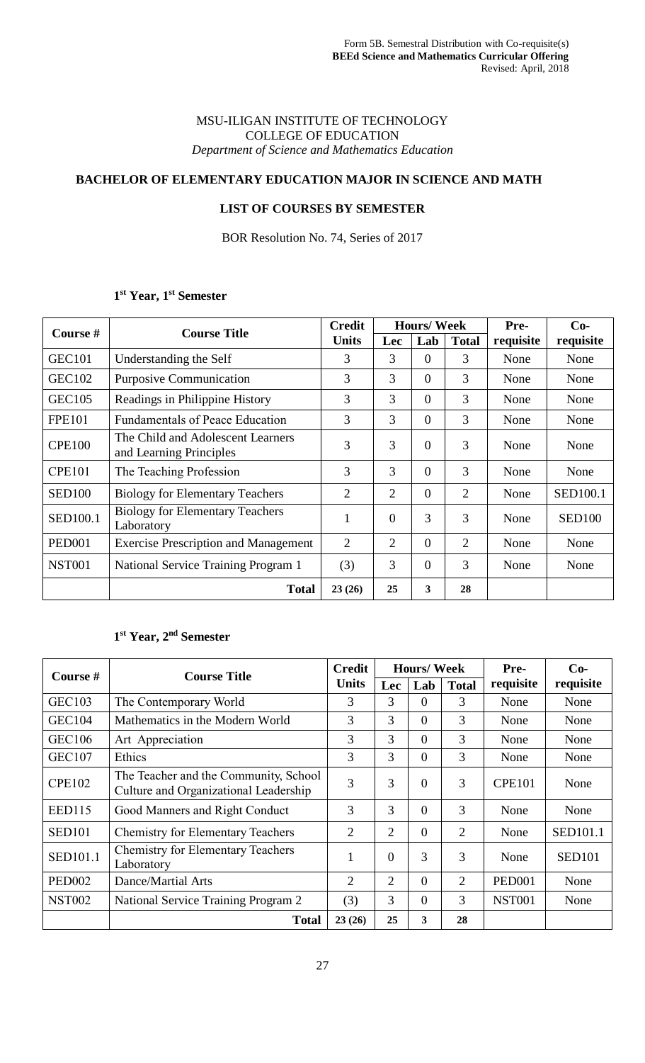Form 5B. Semestral Distribution with Co-requisite(s)
**BEEd Science and Mathematics Curricular Offering**
Revised: April, 2018

MSU-ILIGAN INSTITUTE OF TECHNOLOGY
COLLEGE OF EDUCATION
*Department of Science and Mathematics Education*

## BACHELOR OF ELEMENTARY EDUCATION MAJOR IN SCIENCE AND MATH

### LIST OF COURSES BY SEMESTER

BOR Resolution No. 74, Series of 2017

**1st Year, 1st Semester**

| Course # | Course Title | Credit Units | Hours/ Week | | | Pre-requisite | Co-requisite |
|---|---|---|---|---|---|---|---|
| | | | Lec | Lab | Total | | |
| GEC101 | Understanding the Self | 3 | 3 | 0 | 3 | None | None |
| GEC102 | Purposive Communication | 3 | 3 | 0 | 3 | None | None |
| GEC105 | Readings in Philippine History | 3 | 3 | 0 | 3 | None | None |
| FPE101 | Fundamentals of Peace Education | 3 | 3 | 0 | 3 | None | None |
| CPE100 | The Child and Adolescent Learners and Learning Principles | 3 | 3 | 0 | 3 | None | None |
| CPE101 | The Teaching Profession | 3 | 3 | 0 | 3 | None | None |
| SED100 | Biology for Elementary Teachers | 2 | 2 | 0 | 2 | None | SED100.1 |
| SED100.1 | Biology for Elementary Teachers Laboratory | 1 | 0 | 3 | 3 | None | SED100 |
| PED001 | Exercise Prescription and Management | 2 | 2 | 0 | 2 | None | None |
| NST001 | National Service Training Program 1 | (3) | 3 | 0 | 3 | None | None |
| | **Total** | **23 (26)** | **25** | **3** | **28** | | |

**1st Year, 2nd Semester**

| Course # | Course Title | Credit Units | Hours/ Week | | | Pre-requisite | Co-requisite |
|---|---|---|---|---|---|---|---|
| | | | Lec | Lab | Total | | |
| GEC103 | The Contemporary World | 3 | 3 | 0 | 3 | None | None |
| GEC104 | Mathematics in the Modern World | 3 | 3 | 0 | 3 | None | None |
| GEC106 | Art Appreciation | 3 | 3 | 0 | 3 | None | None |
| GEC107 | Ethics | 3 | 3 | 0 | 3 | None | None |
| CPE102 | The Teacher and the Community, School Culture and Organizational Leadership | 3 | 3 | 0 | 3 | CPE101 | None |
| EED115 | Good Manners and Right Conduct | 3 | 3 | 0 | 3 | None | None |
| SED101 | Chemistry for Elementary Teachers | 2 | 2 | 0 | 2 | None | SED101.1 |
| SED101.1 | Chemistry for Elementary Teachers Laboratory | 1 | 0 | 3 | 3 | None | SED101 |
| PED002 | Dance/Martial Arts | 2 | 2 | 0 | 2 | PED001 | None |
| NST002 | National Service Training Program 2 | (3) | 3 | 0 | 3 | NST001 | None |
| | **Total** | **23 (26)** | **25** | **3** | **28** | | |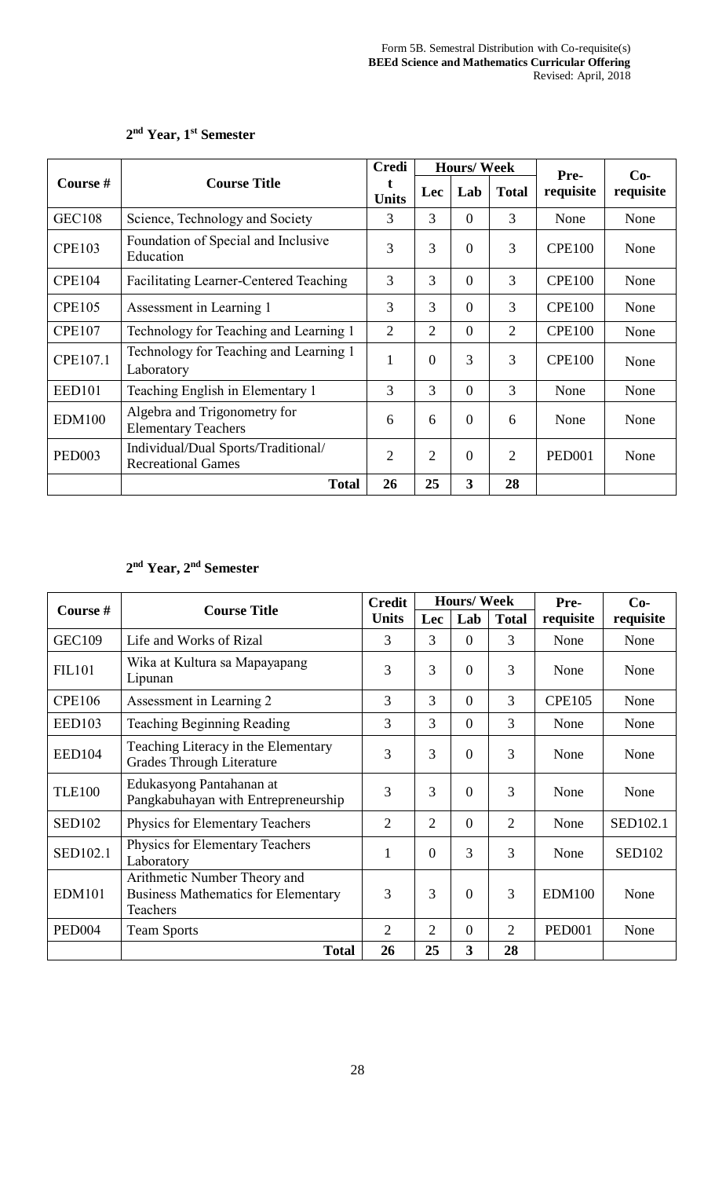### 2nd Year, 1st Semester

| Course # | Course Title | Credit Units | Hours/ Week | | | Pre-requisite | Co-requisite |
|---|---|---|---|---|---|---|---|
| | | | Lec | Lab | Total | | |
| GEC108 | Science, Technology and Society | 3 | 3 | 0 | 3 | None | None |
| CPE103 | Foundation of Special and Inclusive Education | 3 | 3 | 0 | 3 | CPE100 | None |
| CPE104 | Facilitating Learner-Centered Teaching | 3 | 3 | 0 | 3 | CPE100 | None |
| CPE105 | Assessment in Learning 1 | 3 | 3 | 0 | 3 | CPE100 | None |
| CPE107 | Technology for Teaching and Learning 1 | 2 | 2 | 0 | 2 | CPE100 | None |
| CPE107.1 | Technology for Teaching and Learning 1 Laboratory | 1 | 0 | 3 | 3 | CPE100 | None |
| EED101 | Teaching English in Elementary 1 | 3 | 3 | 0 | 3 | None | None |
| EDM100 | Algebra and Trigonometry for Elementary Teachers | 6 | 6 | 0 | 6 | None | None |
| PED003 | Individual/Dual Sports/Traditional/ Recreational Games | 2 | 2 | 0 | 2 | PED001 | None |
| | **Total** | **26** | **25** | **3** | **28** | | |

### 2nd Year, 2nd Semester

| Course # | Course Title | Credit Units | Hours/ Week | | | Pre-requisite | Co-requisite |
|---|---|---|---|---|---|---|---|
| | | | Lec | Lab | Total | | |
| GEC109 | Life and Works of Rizal | 3 | 3 | 0 | 3 | None | None |
| FIL101 | Wika at Kultura sa Mapayapang Lipunan | 3 | 3 | 0 | 3 | None | None |
| CPE106 | Assessment in Learning 2 | 3 | 3 | 0 | 3 | CPE105 | None |
| EED103 | Teaching Beginning Reading | 3 | 3 | 0 | 3 | None | None |
| EED104 | Teaching Literacy in the Elementary Grades Through Literature | 3 | 3 | 0 | 3 | None | None |
| TLE100 | Edukasyong Pantahanan at Pangkabuhayan with Entrepreneurship | 3 | 3 | 0 | 3 | None | None |
| SED102 | Physics for Elementary Teachers | 2 | 2 | 0 | 2 | None | SED102.1 |
| SED102.1 | Physics for Elementary Teachers Laboratory | 1 | 0 | 3 | 3 | None | SED102 |
| EDM101 | Arithmetic Number Theory and Business Mathematics for Elementary Teachers | 3 | 3 | 0 | 3 | EDM100 | None |
| PED004 | Team Sports | 2 | 2 | 0 | 2 | PED001 | None |
| | **Total** | **26** | **25** | **3** | **28** | | |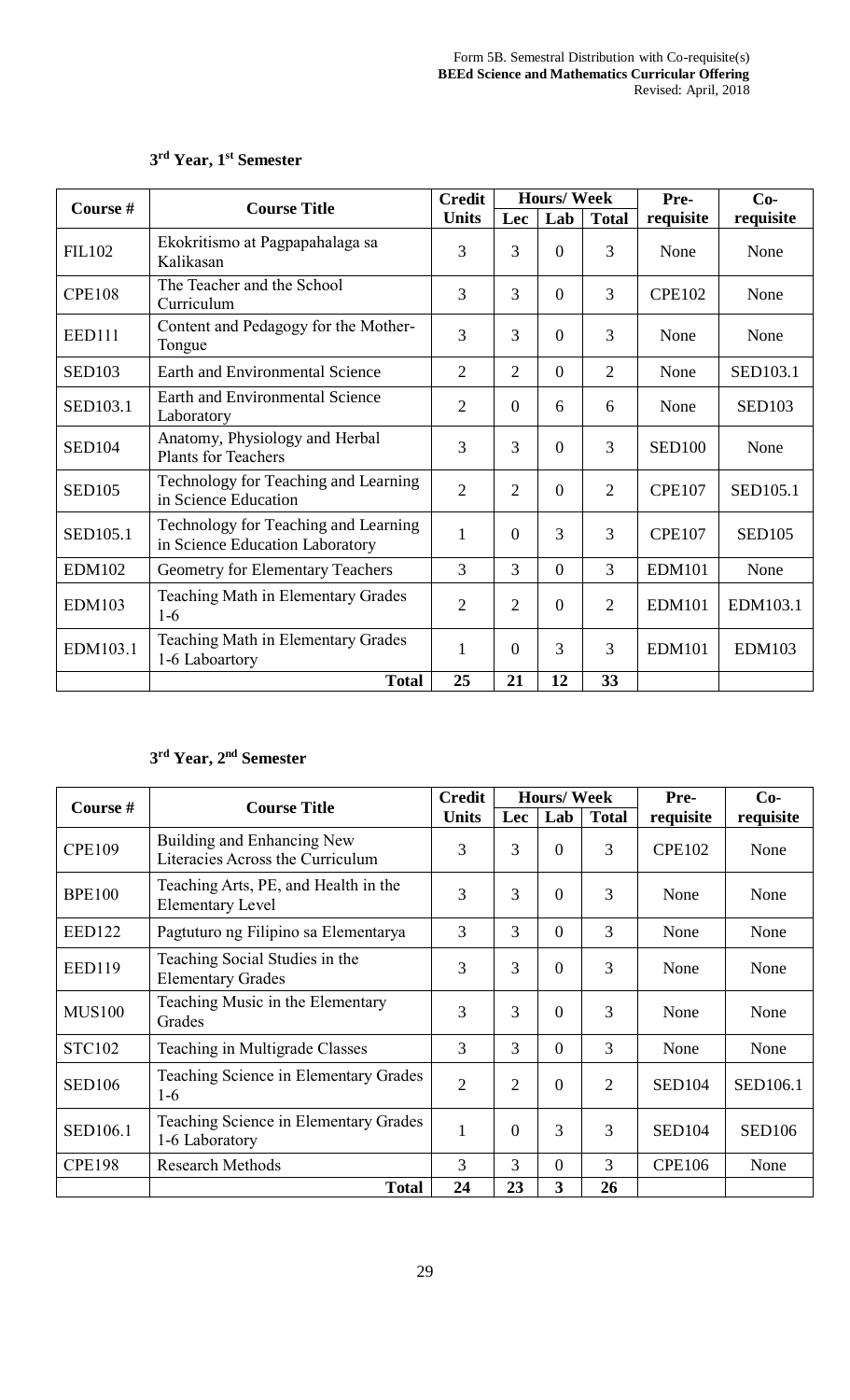Form 5B. Semestral Distribution with Co-requisite(s)
**BEEd Science and Mathematics Curricular Offering**
Revised: April, 2018

### 3rd Year, 1st Semester

| Course # | Course Title | Credit Units | Hours/ Week | | | Pre-requisite | Co-requisite |
|---|---|---|---|---|---|---|---|
| | | | Lec | Lab | Total | | |
| FIL102 | Ekokritismo at Pagpapahalaga sa Kalikasan | 3 | 3 | 0 | 3 | None | None |
| CPE108 | The Teacher and the School Curriculum | 3 | 3 | 0 | 3 | CPE102 | None |
| EED111 | Content and Pedagogy for the Mother-Tongue | 3 | 3 | 0 | 3 | None | None |
| SED103 | Earth and Environmental Science | 2 | 2 | 0 | 2 | None | SED103.1 |
| SED103.1 | Earth and Environmental Science Laboratory | 2 | 0 | 6 | 6 | None | SED103 |
| SED104 | Anatomy, Physiology and Herbal Plants for Teachers | 3 | 3 | 0 | 3 | SED100 | None |
| SED105 | Technology for Teaching and Learning in Science Education | 2 | 2 | 0 | 2 | CPE107 | SED105.1 |
| SED105.1 | Technology for Teaching and Learning in Science Education Laboratory | 1 | 0 | 3 | 3 | CPE107 | SED105 |
| EDM102 | Geometry for Elementary Teachers | 3 | 3 | 0 | 3 | EDM101 | None |
| EDM103 | Teaching Math in Elementary Grades 1-6 | 2 | 2 | 0 | 2 | EDM101 | EDM103.1 |
| EDM103.1 | Teaching Math in Elementary Grades 1-6 Laboartory | 1 | 0 | 3 | 3 | EDM101 | EDM103 |
| | **Total** | **25** | **21** | **12** | **33** | | |

### 3rd Year, 2nd Semester

| Course # | Course Title | Credit Units | Hours/ Week | | | Pre-requisite | Co-requisite |
|---|---|---|---|---|---|---|---|
| | | | Lec | Lab | Total | | |
| CPE109 | Building and Enhancing New Literacies Across the Curriculum | 3 | 3 | 0 | 3 | CPE102 | None |
| BPE100 | Teaching Arts, PE, and Health in the Elementary Level | 3 | 3 | 0 | 3 | None | None |
| EED122 | Pagtuturo ng Filipino sa Elementarya | 3 | 3 | 0 | 3 | None | None |
| EED119 | Teaching Social Studies in the Elementary Grades | 3 | 3 | 0 | 3 | None | None |
| MUS100 | Teaching Music in the Elementary Grades | 3 | 3 | 0 | 3 | None | None |
| STC102 | Teaching in Multigrade Classes | 3 | 3 | 0 | 3 | None | None |
| SED106 | Teaching Science in Elementary Grades 1-6 | 2 | 2 | 0 | 2 | SED104 | SED106.1 |
| SED106.1 | Teaching Science in Elementary Grades 1-6 Laboratory | 1 | 0 | 3 | 3 | SED104 | SED106 |
| CPE198 | Research Methods | 3 | 3 | 0 | 3 | CPE106 | None |
| | **Total** | **24** | **23** | **3** | **26** | | |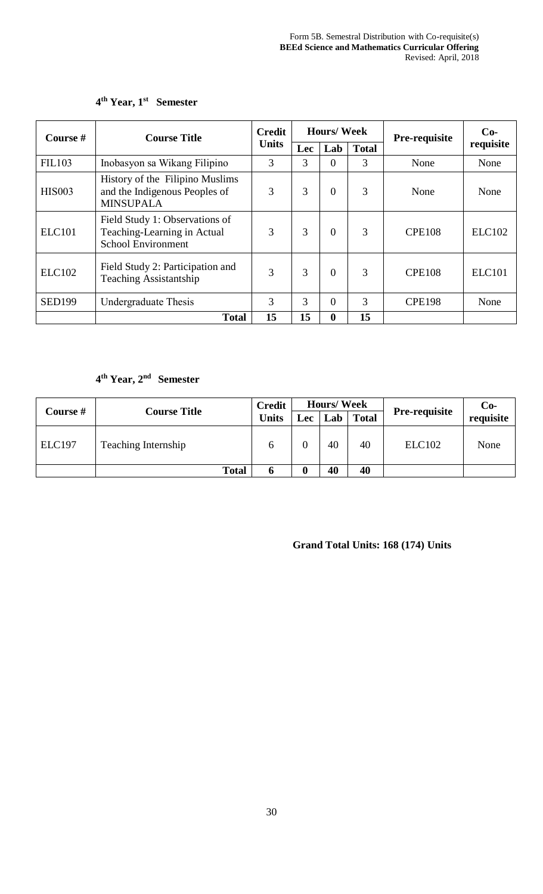### 4th Year, 1st Semester

| Course # | Course Title | Credit Units | Hours/ Week | | | Pre-requisite | Co-requisite |
|---|---|---|---|---|---|---|---|
| | | | Lec | Lab | Total | | |
| FIL103 | Inobasyon sa Wikang Filipino | 3 | 3 | 0 | 3 | None | None |
| HIS003 | History of the Filipino Muslims and the Indigenous Peoples of MINSUPALA | 3 | 3 | 0 | 3 | None | None |
| ELC101 | Field Study 1: Observations of Teaching-Learning in Actual School Environment | 3 | 3 | 0 | 3 | CPE108 | ELC102 |
| ELC102 | Field Study 2: Participation and Teaching Assistantship | 3 | 3 | 0 | 3 | CPE108 | ELC101 |
| SED199 | Undergraduate Thesis | 3 | 3 | 0 | 3 | CPE198 | None |
| | **Total** | **15** | **15** | **0** | **15** | | |

### 4th Year, 2nd Semester

| Course # | Course Title | Credit Units | Hours/ Week | | | Pre-requisite | Co-requisite |
|---|---|---|---|---|---|---|---|
| | | | Lec | Lab | Total | | |
| ELC197 | Teaching Internship | 6 | 0 | 40 | 40 | ELC102 | None |
| | **Total** | **6** | **0** | **40** | **40** | | |

**Grand Total Units: 168 (174) Units**